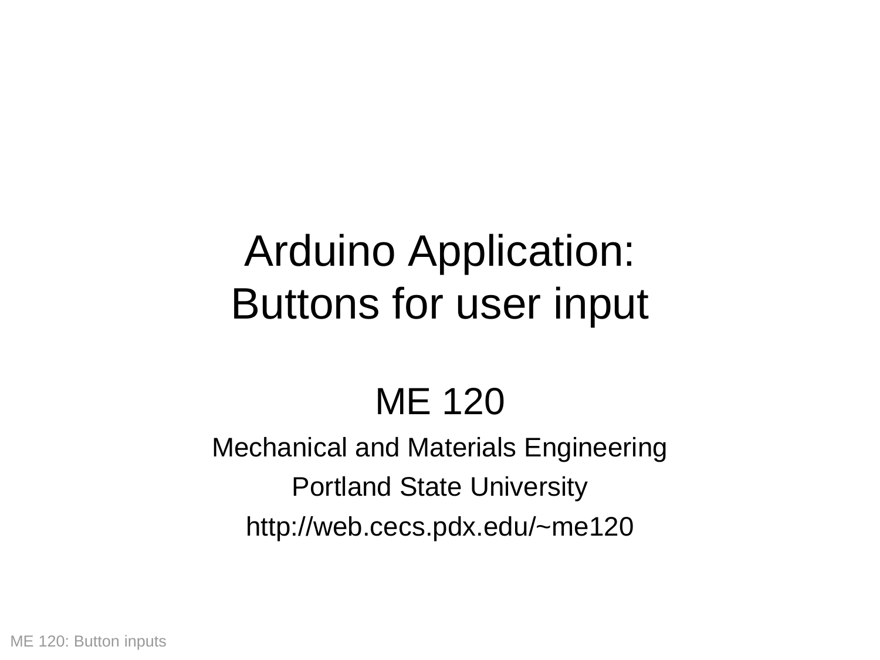# Arduino Application: Buttons for user input

ME 120

Mechanical and Materials Engineering

Portland State University

http://web.cecs.pdx.edu/~me120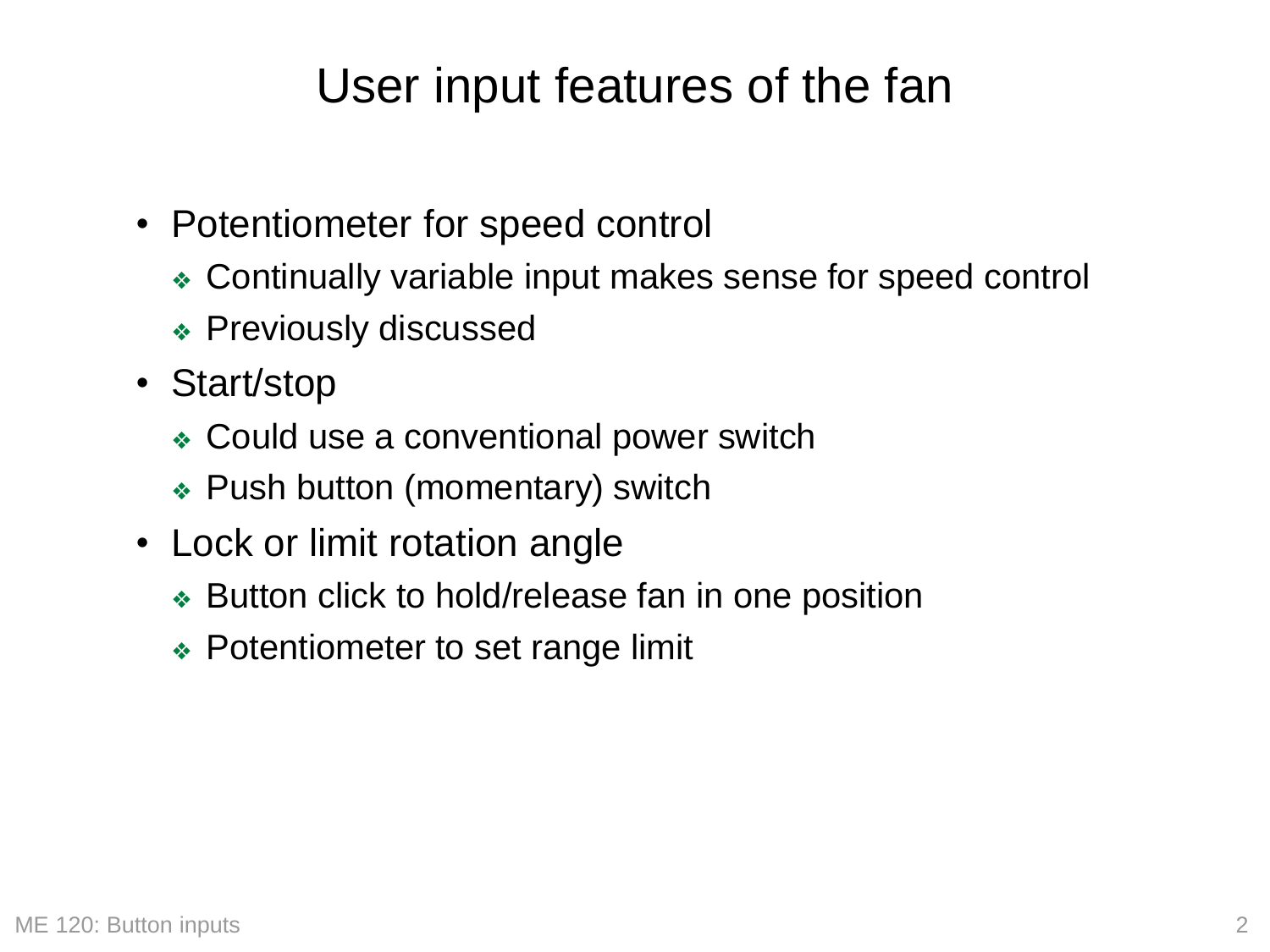# User input features of the fan

- Potentiometer for speed control
  - Continually variable input makes sense for speed control
  - Previously discussed
- Start/stop
  - Could use a conventional power switch
  - Push button (momentary) switch
- Lock or limit rotation angle
  - Button click to hold/release fan in one position
  - Potentiometer to set range limit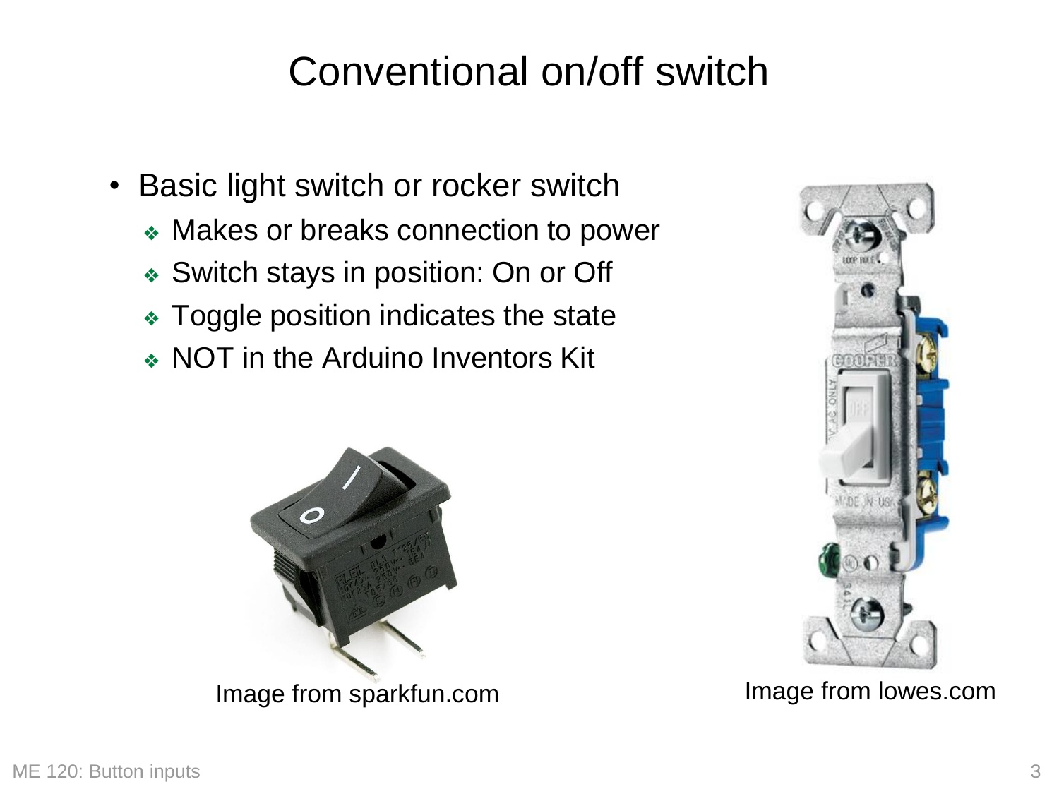# Conventional on/off switch

- Basic light switch or rocker switch
  - Makes or breaks connection to power
  - Switch stays in position: On or Off
  - Toggle position indicates the state
  - NOT in the Arduino Inventors Kit

Image from sparkfun.com

Image from lowes.com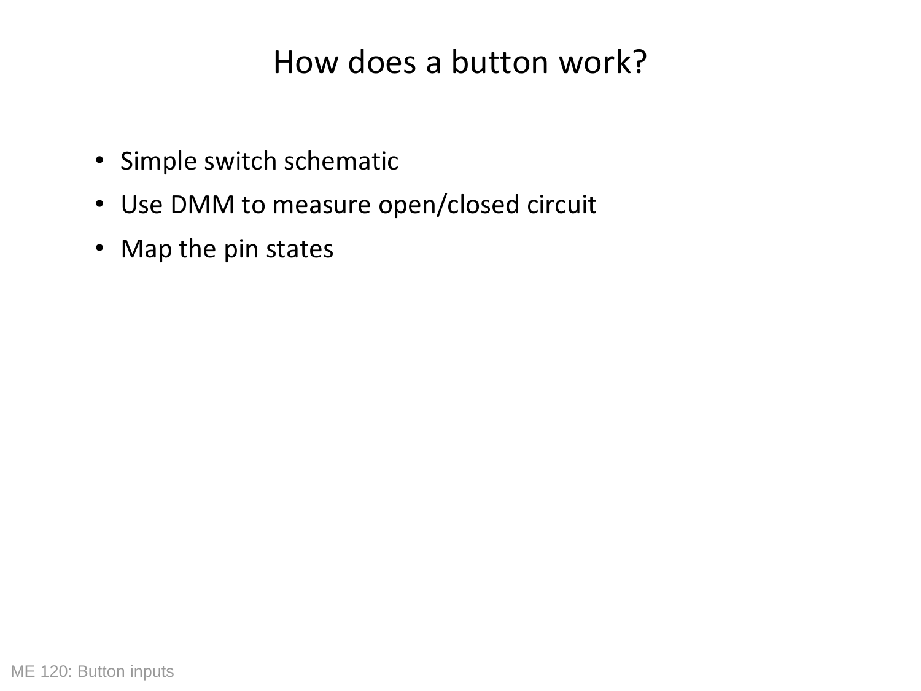# How does a button work?

- Simple switch schematic
- Use DMM to measure open/closed circuit
- Map the pin states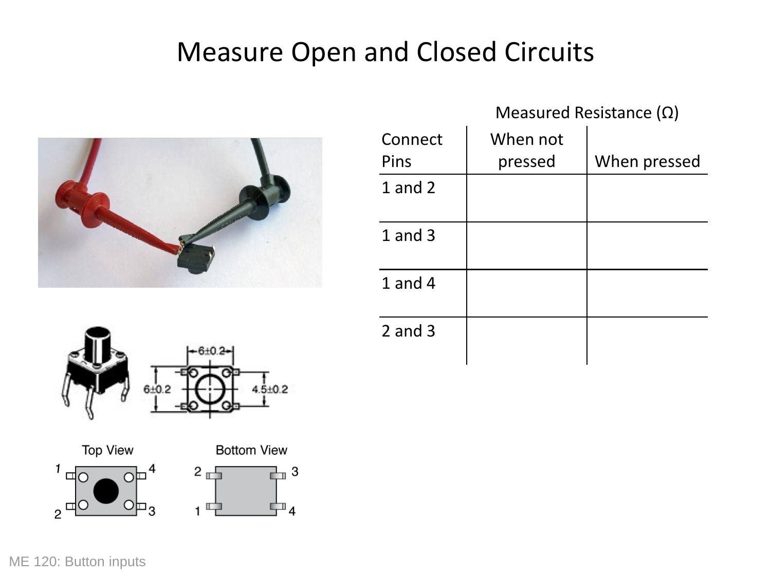# Measure Open and Closed Circuits

| | Measured Resistance (Ω) | |
|---|---|---|
| Connect Pins | When not pressed | When pressed |
| 1 and 2 | | |
| 1 and 3 | | |
| 1 and 4 | | |
| 2 and 3 | | |

6±0.2

6±0.2

4.5±0.2

Top View

Bottom View

1 4

2 3

2 3

1 4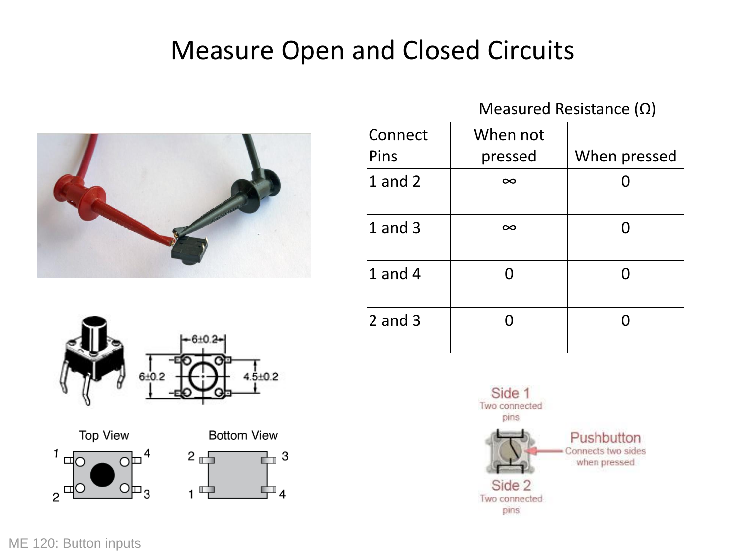# Measure Open and Closed Circuits

| Connect Pins | Measured Resistance (Ω) When not pressed | When pressed |
| --- | --- | --- |
| 1 and 2 | ∞ | 0 |
| 1 and 3 | ∞ | 0 |
| 1 and 4 | 0 | 0 |
| 2 and 3 | 0 | 0 |

Top View

Bottom View

Side 1
Two connected pins

Pushbutton
Connects two sides when pressed

Side 2
Two connected pins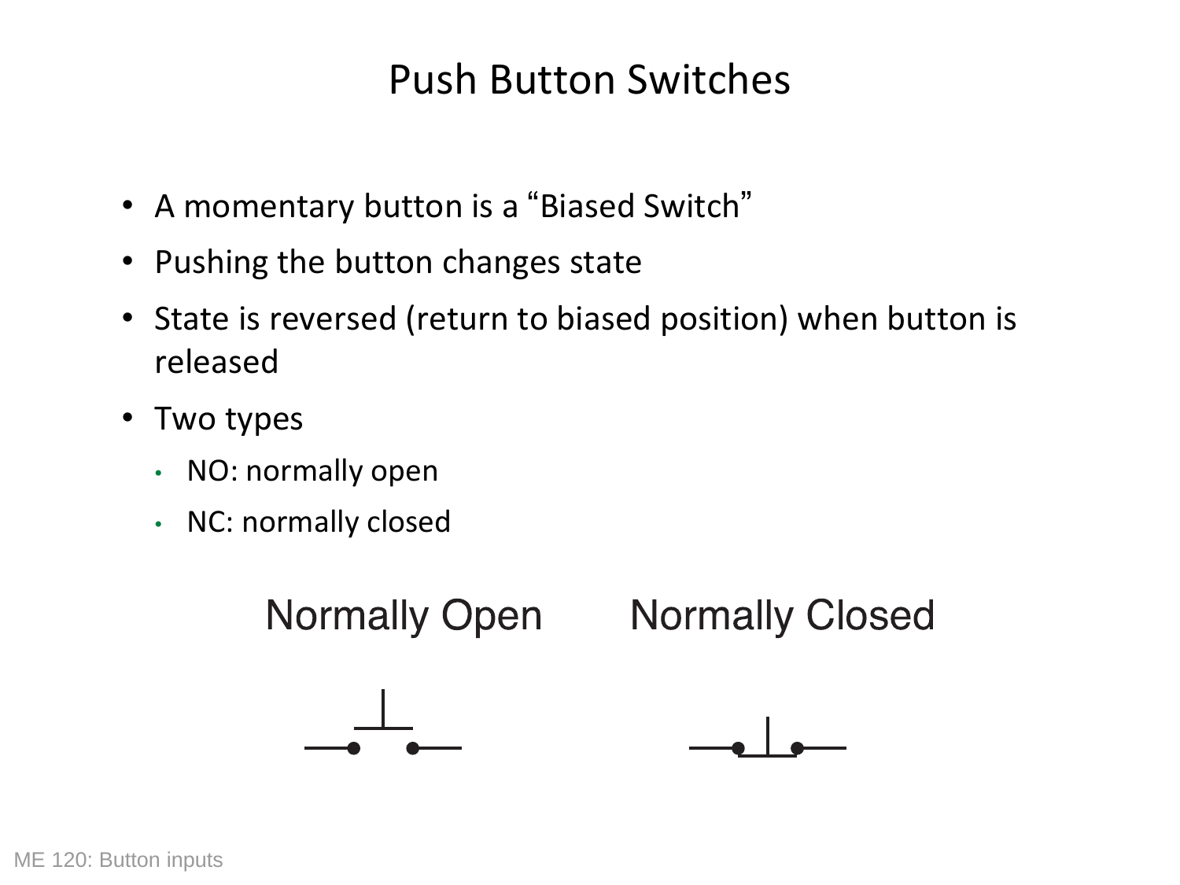# Push Button Switches

- A momentary button is a "Biased Switch"
- Pushing the button changes state
- State is reversed (return to biased position) when button is released
- Two types
  - NO: normally open
  - NC: normally closed

Normally Open        Normally Closed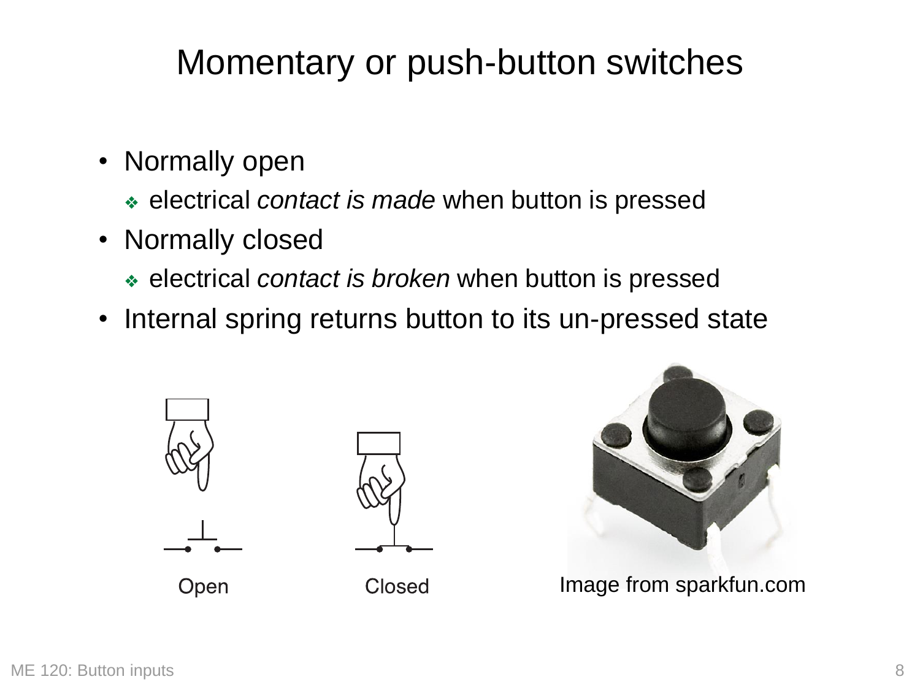# Momentary or push-button switches

- Normally open
  - electrical *contact is made* when button is pressed
- Normally closed
  - electrical *contact is broken* when button is pressed
- Internal spring returns button to its un-pressed state

Open

Closed

Image from sparkfun.com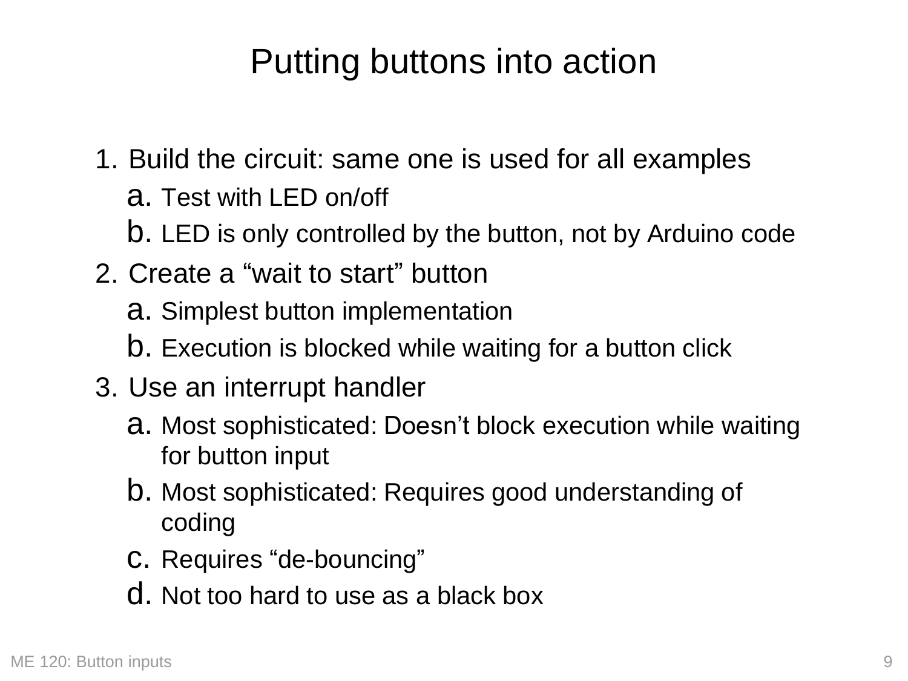# Putting buttons into action

1. Build the circuit: same one is used for all examples
   a. Test with LED on/off
   b. LED is only controlled by the button, not by Arduino code
2. Create a “wait to start” button
   a. Simplest button implementation
   b. Execution is blocked while waiting for a button click
3. Use an interrupt handler
   a. Most sophisticated: Doesn’t block execution while waiting for button input
   b. Most sophisticated: Requires good understanding of coding
   c. Requires “de-bouncing”
   d. Not too hard to use as a black box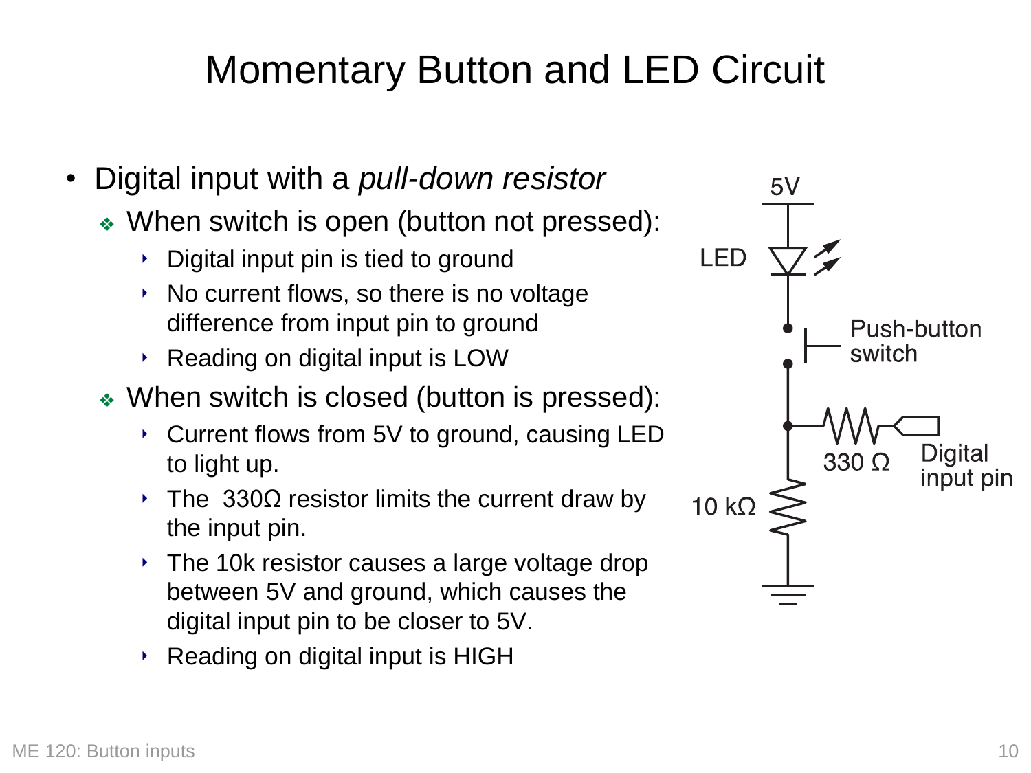# Momentary Button and LED Circuit

- Digital input with a *pull-down resistor*
  - When switch is open (button not pressed):
    - Digital input pin is tied to ground
    - No current flows, so there is no voltage difference from input pin to ground
    - Reading on digital input is LOW
  - When switch is closed (button is pressed):
    - Current flows from 5V to ground, causing LED to light up.
    - The 330Ω resistor limits the current draw by the input pin.
    - The 10k resistor causes a large voltage drop between 5V and ground, which causes the digital input pin to be closer to 5V.
    - Reading on digital input is HIGH

5V

LED

Push-button switch

330 Ω

Digital input pin

10 kΩ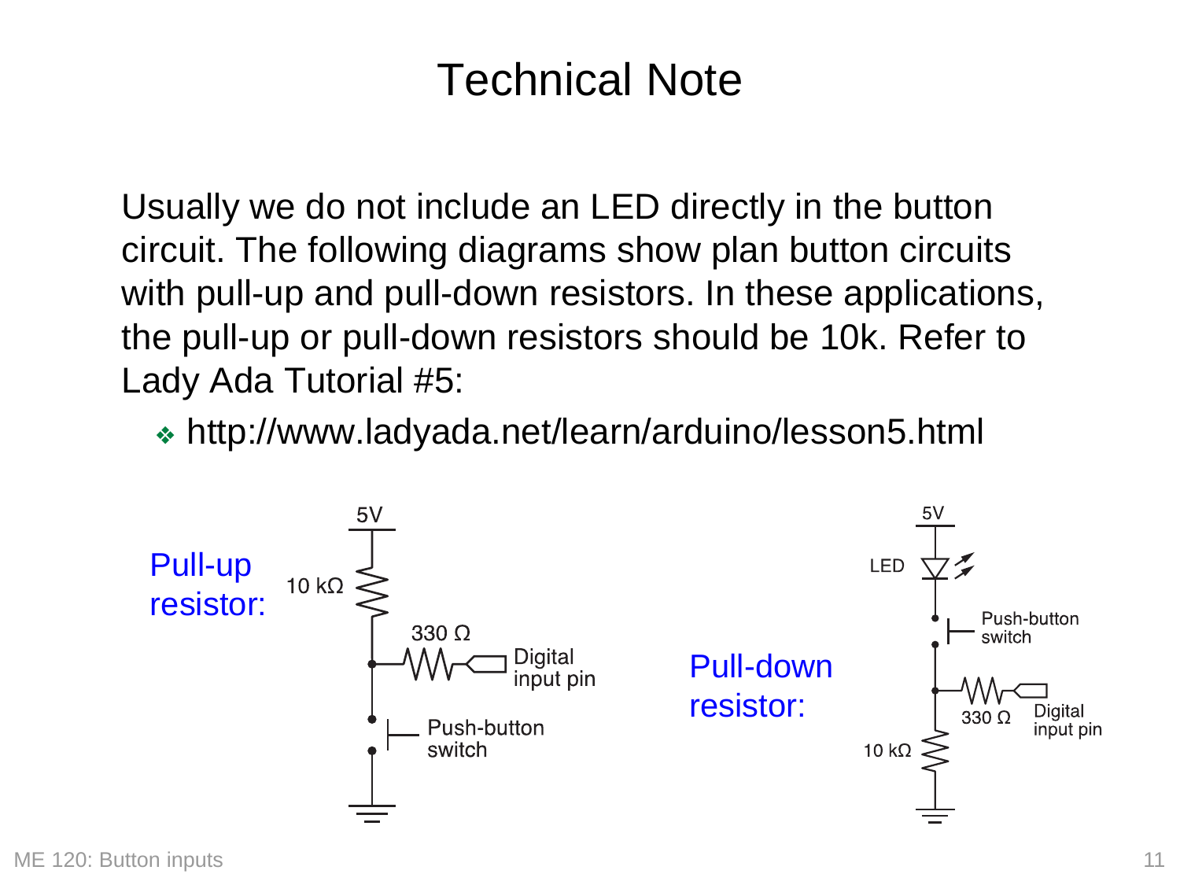# Technical Note

Usually we do not include an LED directly in the button circuit. The following diagrams show plan button circuits with pull-up and pull-down resistors. In these applications, the pull-up or pull-down resistors should be 10k. Refer to Lady Ada Tutorial #5:

- http://www.ladyada.net/learn/arduino/lesson5.html

Pull-up resistor:

5V, 10 kΩ, 330 Ω, Digital input pin, Push-button switch

Pull-down resistor:

5V, LED, Push-button switch, 330 Ω, Digital input pin, 10 kΩ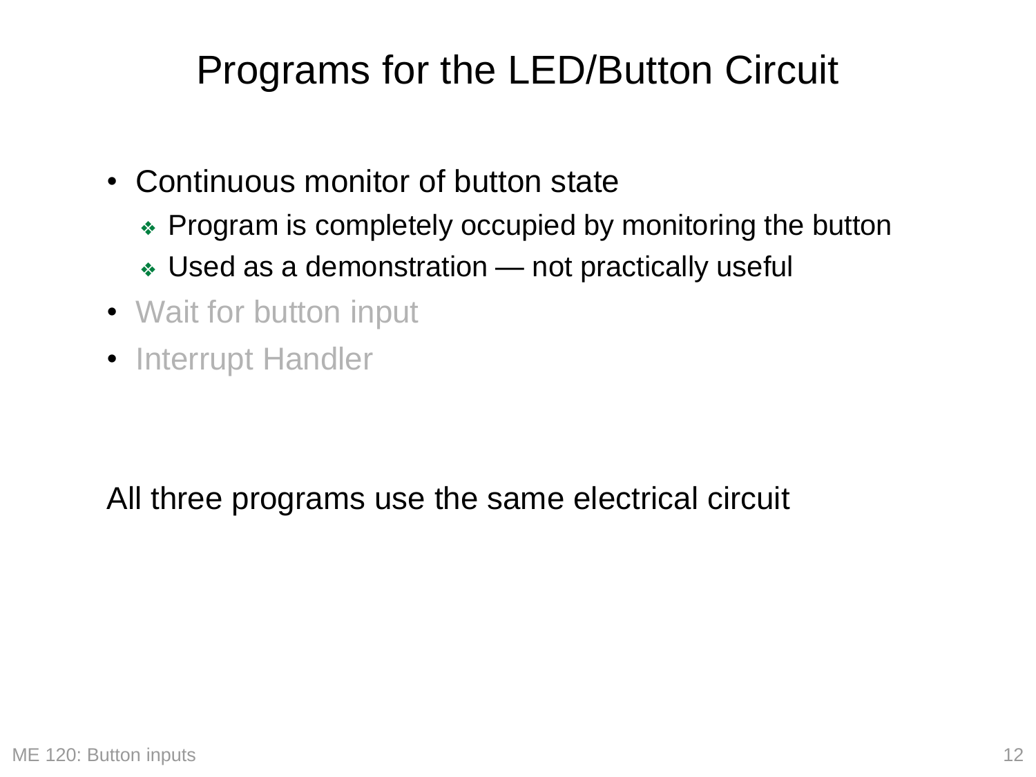# Programs for the LED/Button Circuit

- Continuous monitor of button state
  - Program is completely occupied by monitoring the button
  - Used as a demonstration — not practically useful
- Wait for button input
- Interrupt Handler

All three programs use the same electrical circuit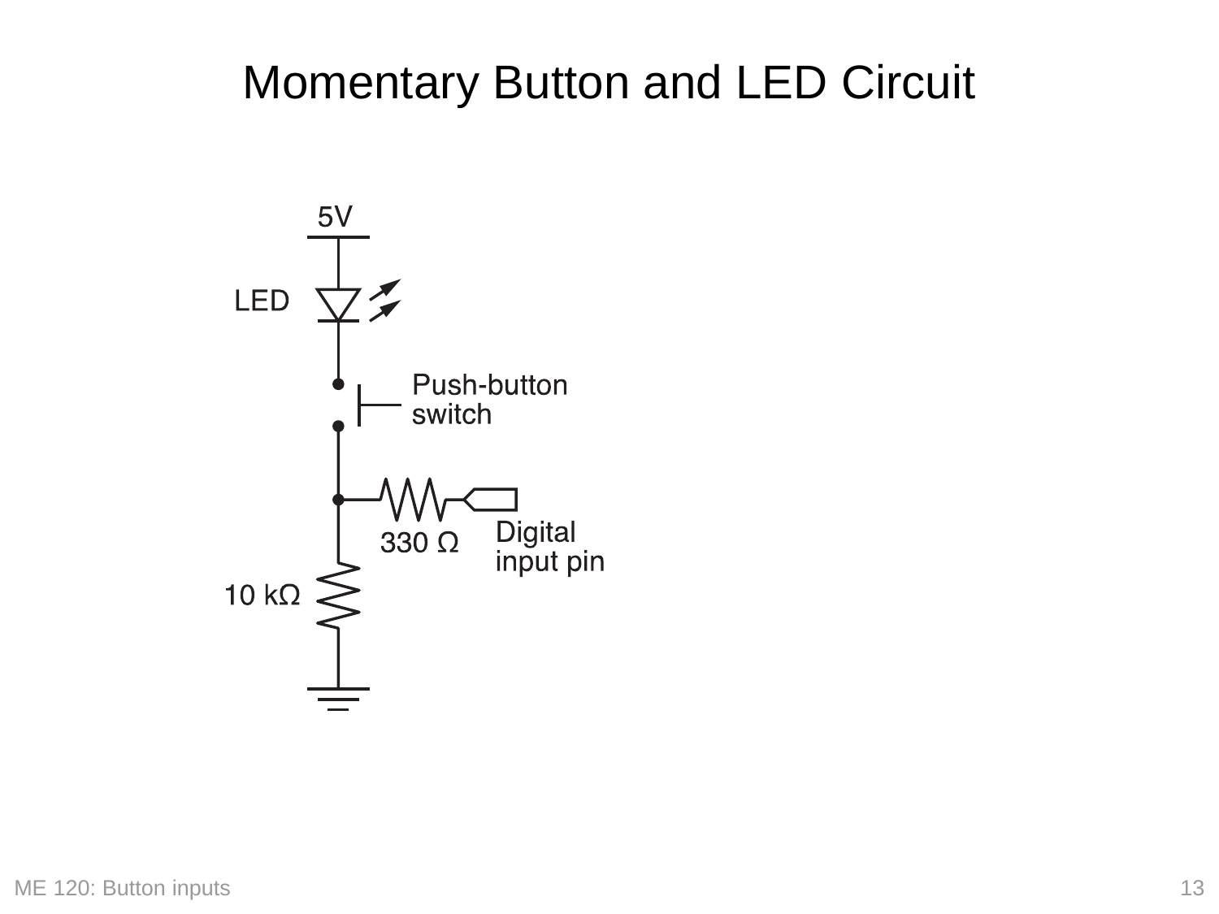# Momentary Button and LED Circuit

5V

LED

Push-button switch

330 Ω

Digital input pin

10 kΩ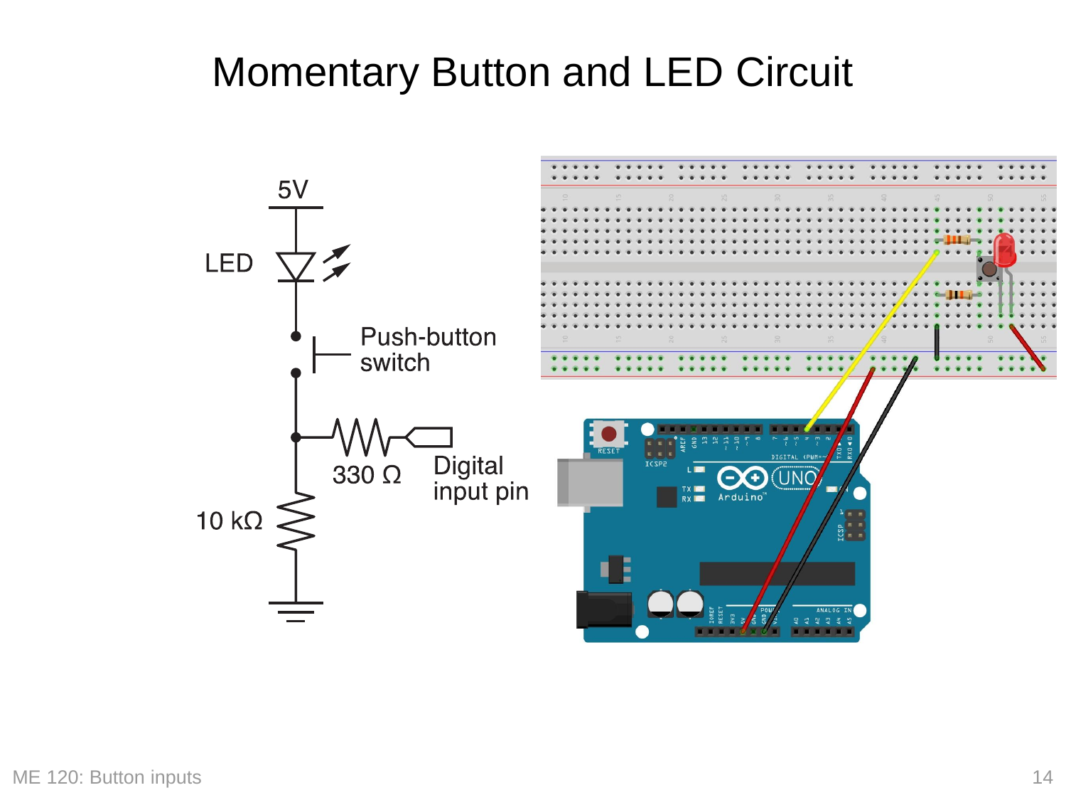# Momentary Button and LED Circuit

5V

LED

Push-button switch

330 Ω

Digital input pin

10 kΩ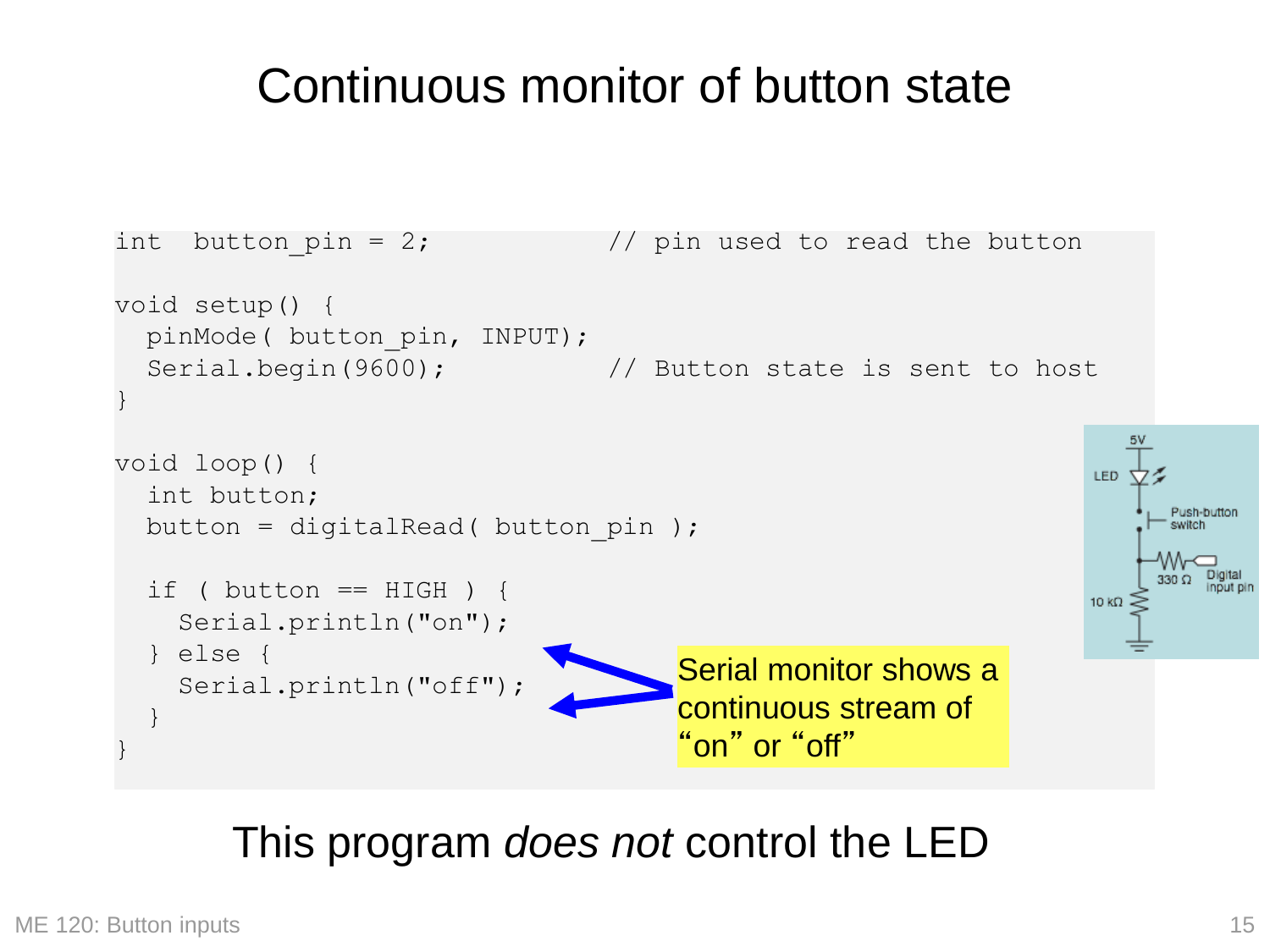# Continuous monitor of button state

```
int  button_pin = 2;            // pin used to read the button

void setup() {
  pinMode( button_pin, INPUT);
  Serial.begin(9600);           // Button state is sent to host
}

void loop() {
  int button;
  button = digitalRead( button_pin );

  if ( button == HIGH ) {
    Serial.println("on");
  } else {
    Serial.println("off");
  }
}
```

Serial monitor shows a continuous stream of "on" or "off"

5V, LED, Push-button switch, 330 Ω, Digital input pin, 10 kΩ

This program *does not* control the LED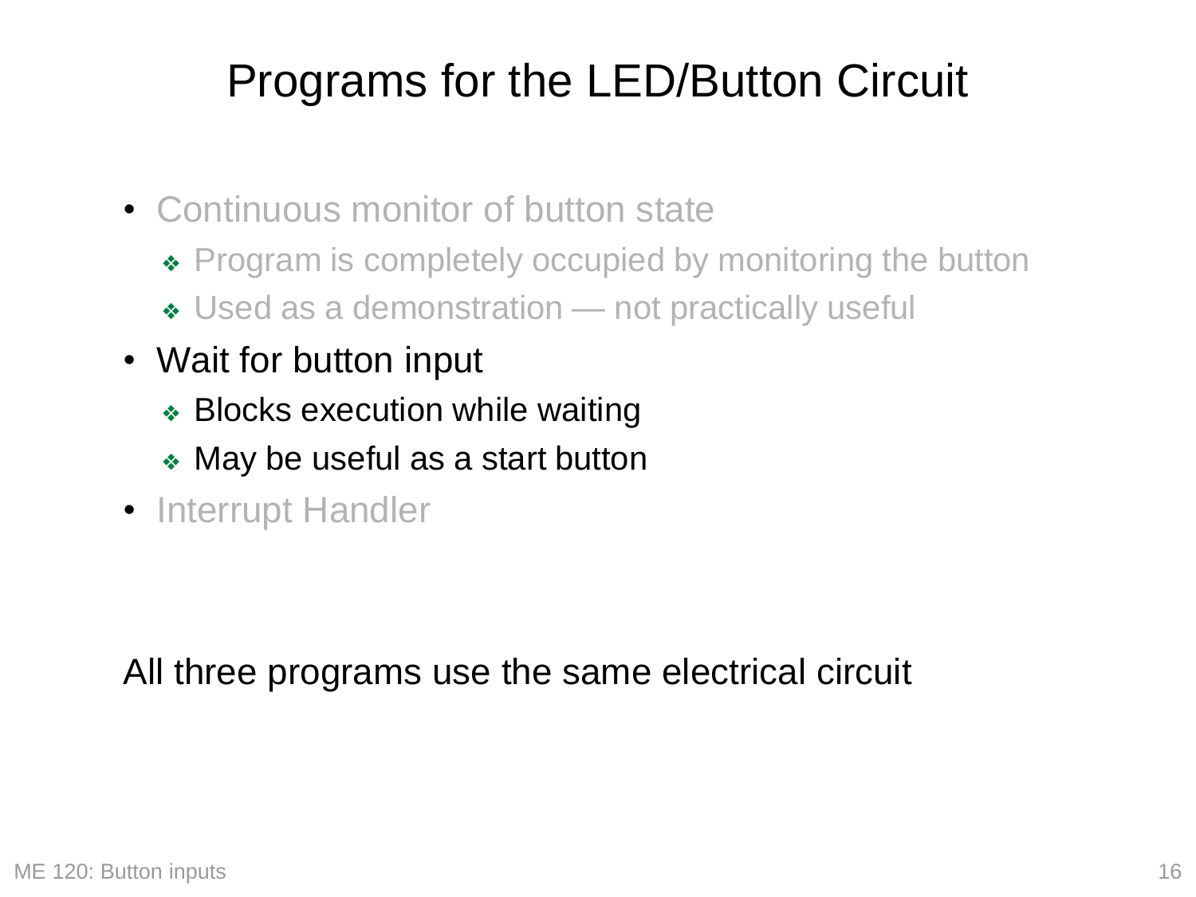# Programs for the LED/Button Circuit

- Continuous monitor of button state
  - Program is completely occupied by monitoring the button
  - Used as a demonstration — not practically useful
- Wait for button input
  - Blocks execution while waiting
  - May be useful as a start button
- Interrupt Handler

All three programs use the same electrical circuit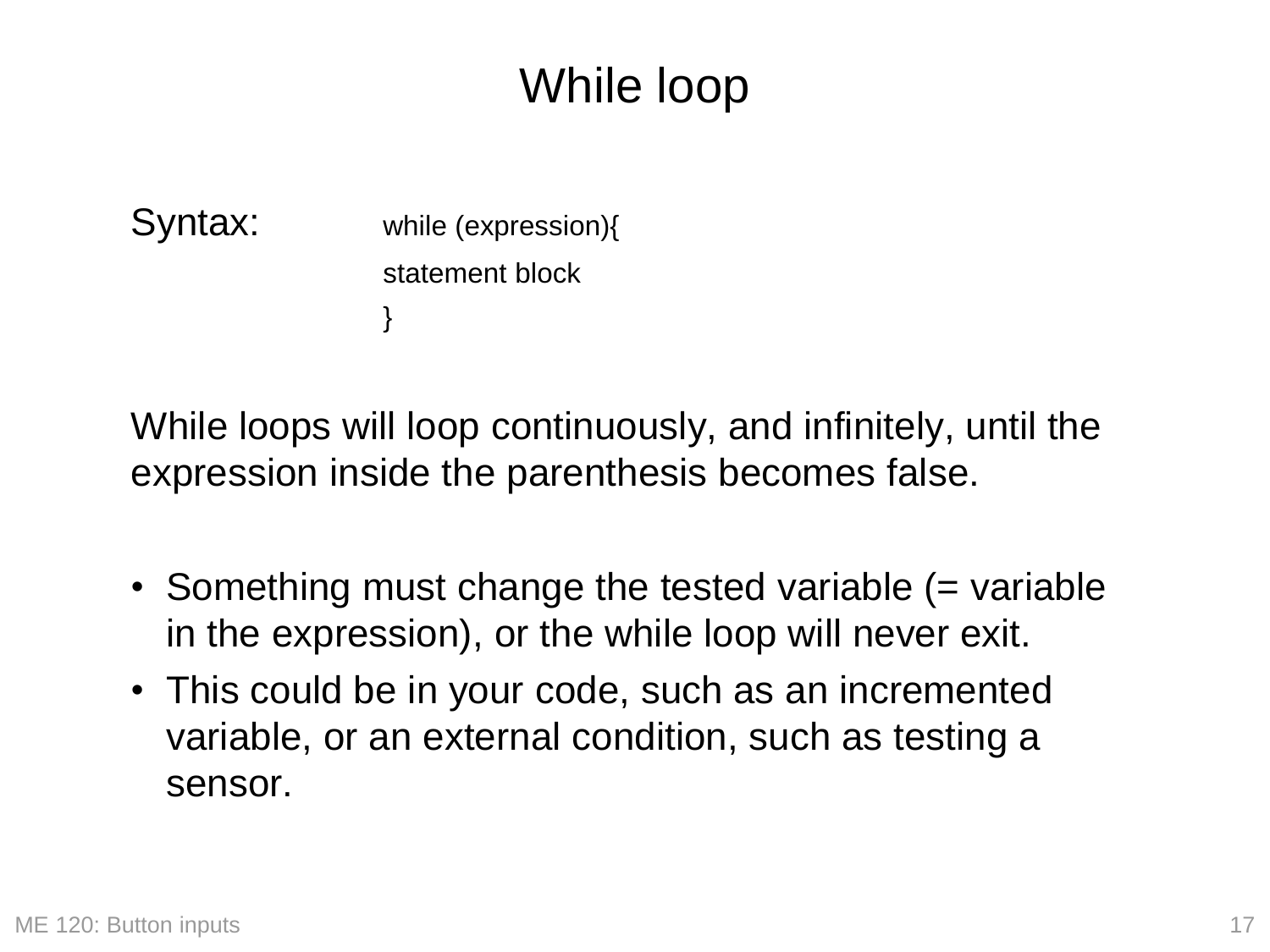# While loop

Syntax:

```
while (expression){
statement block
}
```

While loops will loop continuously, and infinitely, until the expression inside the parenthesis becomes false.

- Something must change the tested variable (= variable in the expression), or the while loop will never exit.
- This could be in your code, such as an incremented variable, or an external condition, such as testing a sensor.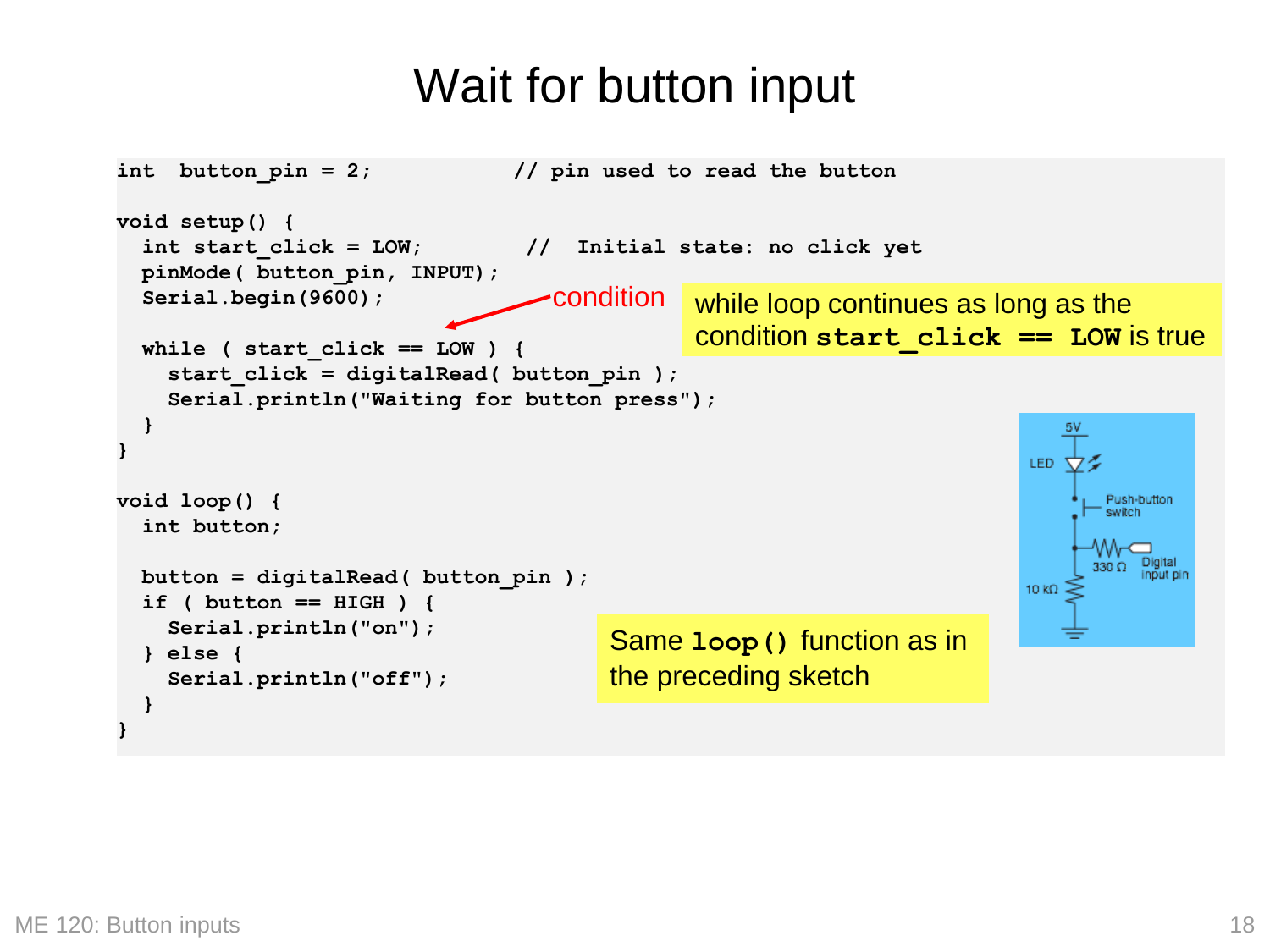# Wait for button input

```
int  button_pin = 2;          // pin used to read the button

void setup() {
  int start_click = LOW;        //  Initial state: no click yet
  pinMode( button_pin, INPUT);
  Serial.begin(9600);

  while ( start_click == LOW ) {
    start_click = digitalRead( button_pin );
    Serial.println("Waiting for button press");
  }
}

void loop() {
  int button;

  button = digitalRead( button_pin );
  if ( button == HIGH ) {
    Serial.println("on");
  } else {
    Serial.println("off");
  }
}
```

condition

while loop continues as long as the condition **`start_click == LOW`** is true

Same **`loop()`** function as in the preceding sketch

5V, LED, Push-button switch, 330 Ω, Digital input pin, 10 kΩ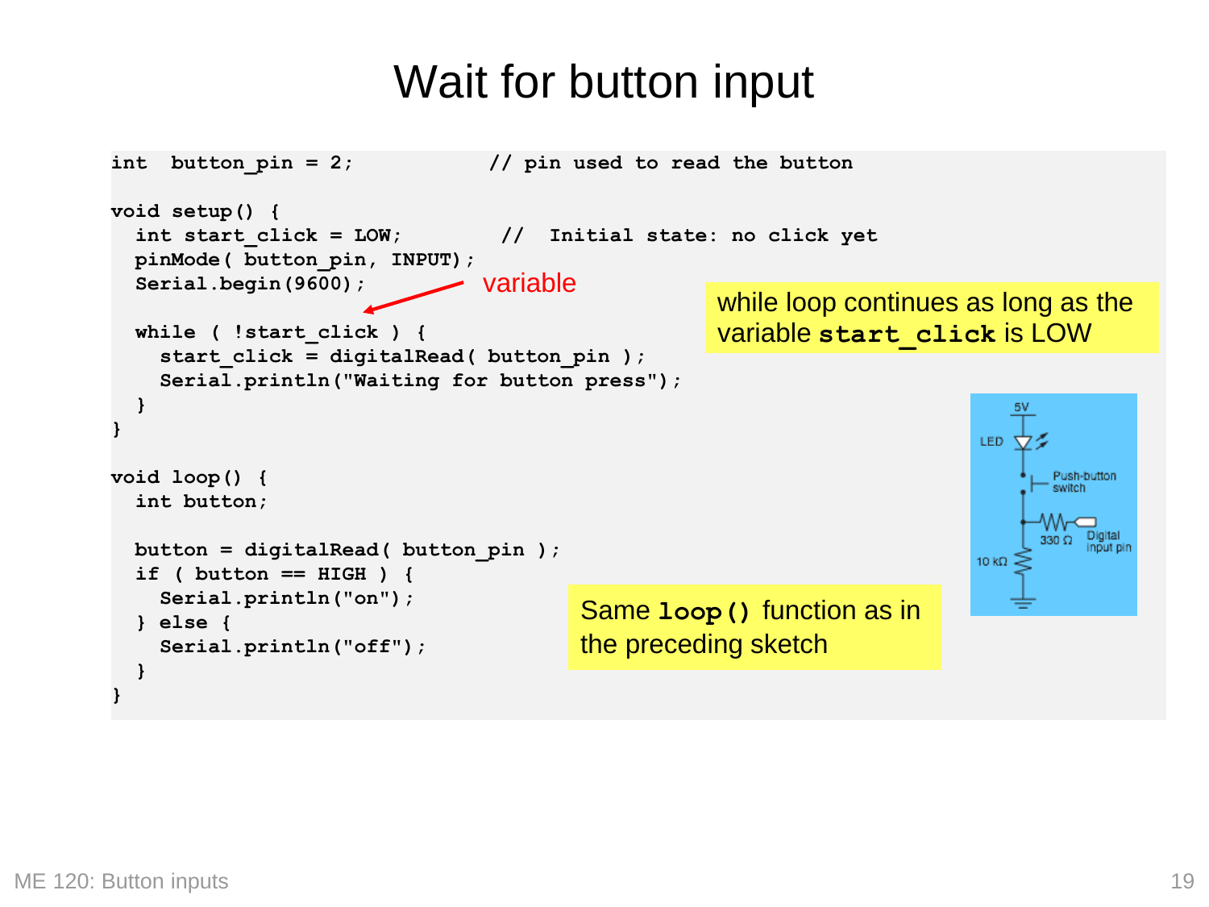# Wait for button input

```
int  button_pin = 2;           // pin used to read the button

void setup() {
  int start_click = LOW;        //  Initial state: no click yet
  pinMode( button_pin, INPUT);
  Serial.begin(9600);

  while ( !start_click ) {
    start_click = digitalRead( button_pin );
    Serial.println("Waiting for button press");
  }
}

void loop() {
  int button;

  button = digitalRead( button_pin );
  if ( button == HIGH ) {
    Serial.println("on");
  } else {
    Serial.println("off");
  }
}
```

variable

while loop continues as long as the variable **start_click** is LOW

Same **loop()** function as in the preceding sketch

5V

LED

Push-button switch

330 Ω

Digital input pin

10 kΩ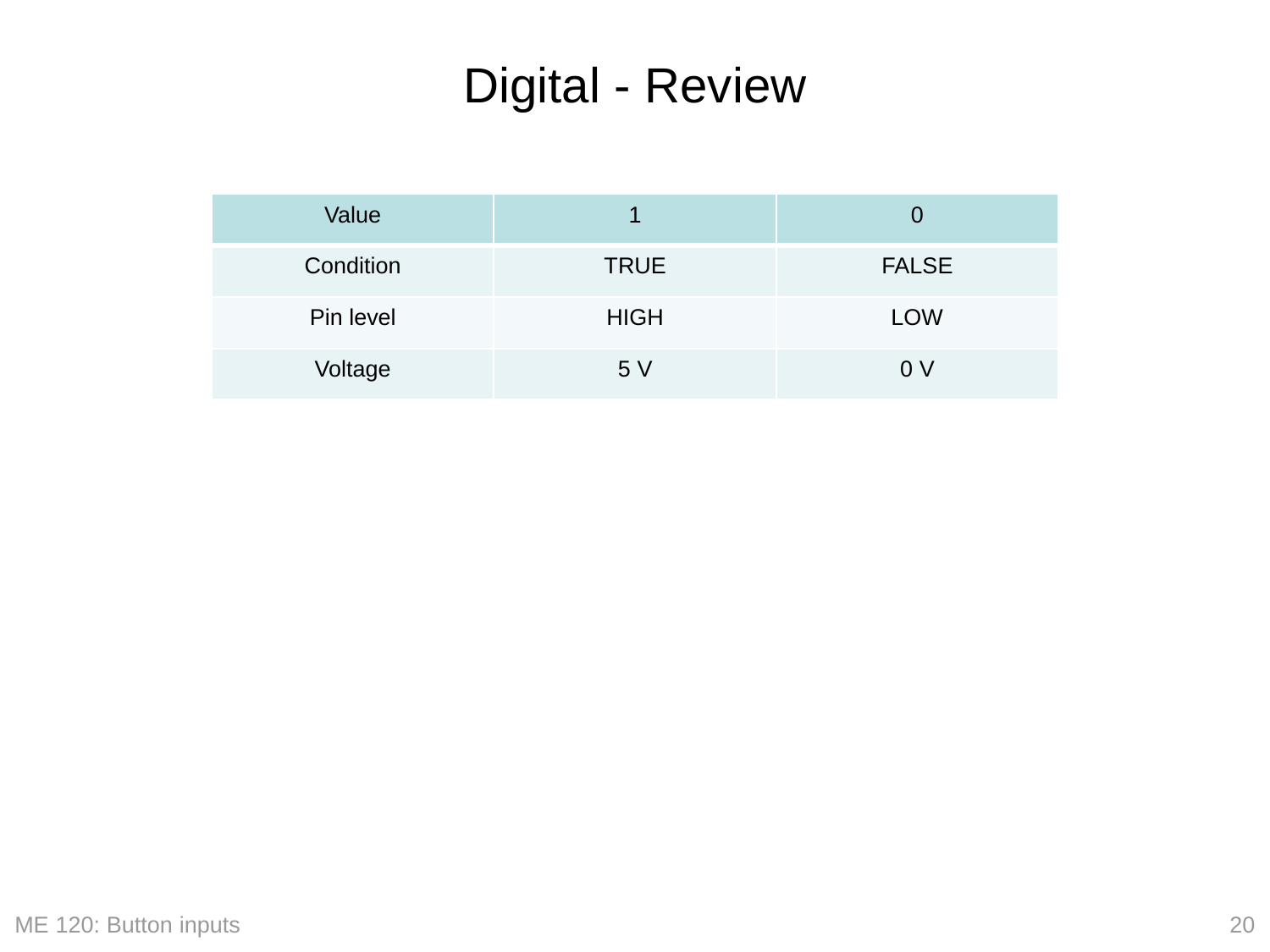# Digital - Review

| Value | 1 | 0 |
| --- | --- | --- |
| Condition | TRUE | FALSE |
| Pin level | HIGH | LOW |
| Voltage | 5 V | 0 V |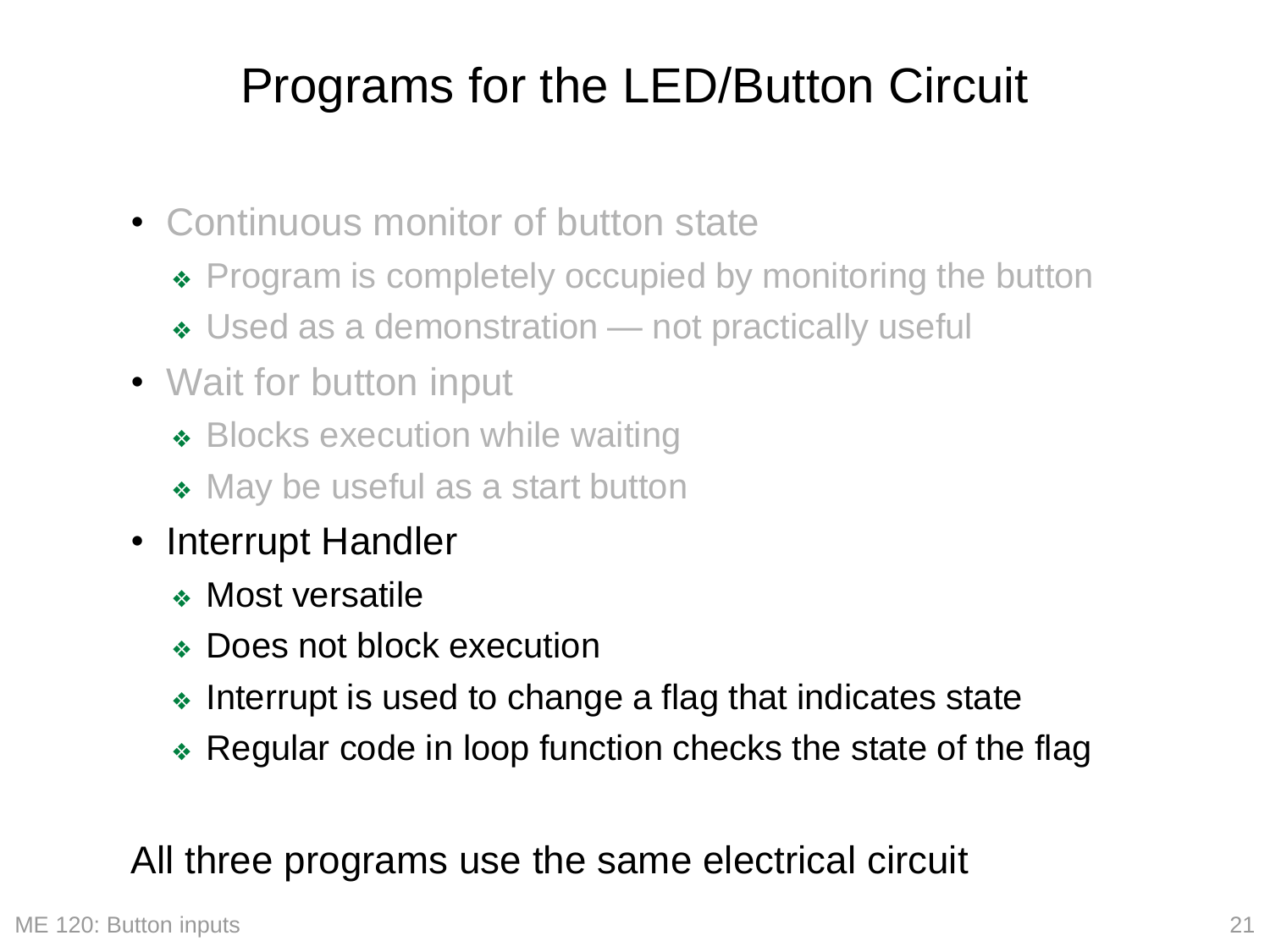# Programs for the LED/Button Circuit

- Continuous monitor of button state
  - Program is completely occupied by monitoring the button
  - Used as a demonstration — not practically useful
- Wait for button input
  - Blocks execution while waiting
  - May be useful as a start button
- Interrupt Handler
  - Most versatile
  - Does not block execution
  - Interrupt is used to change a flag that indicates state
  - Regular code in loop function checks the state of the flag

All three programs use the same electrical circuit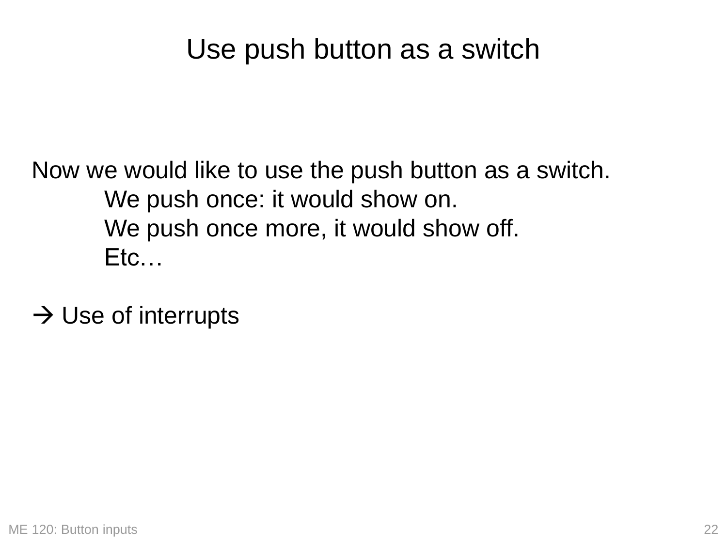# Use push button as a switch

Now we would like to use the push button as a switch.

- We push once: it would show on.
- We push once more, it would show off.
- Etc…

→ Use of interrupts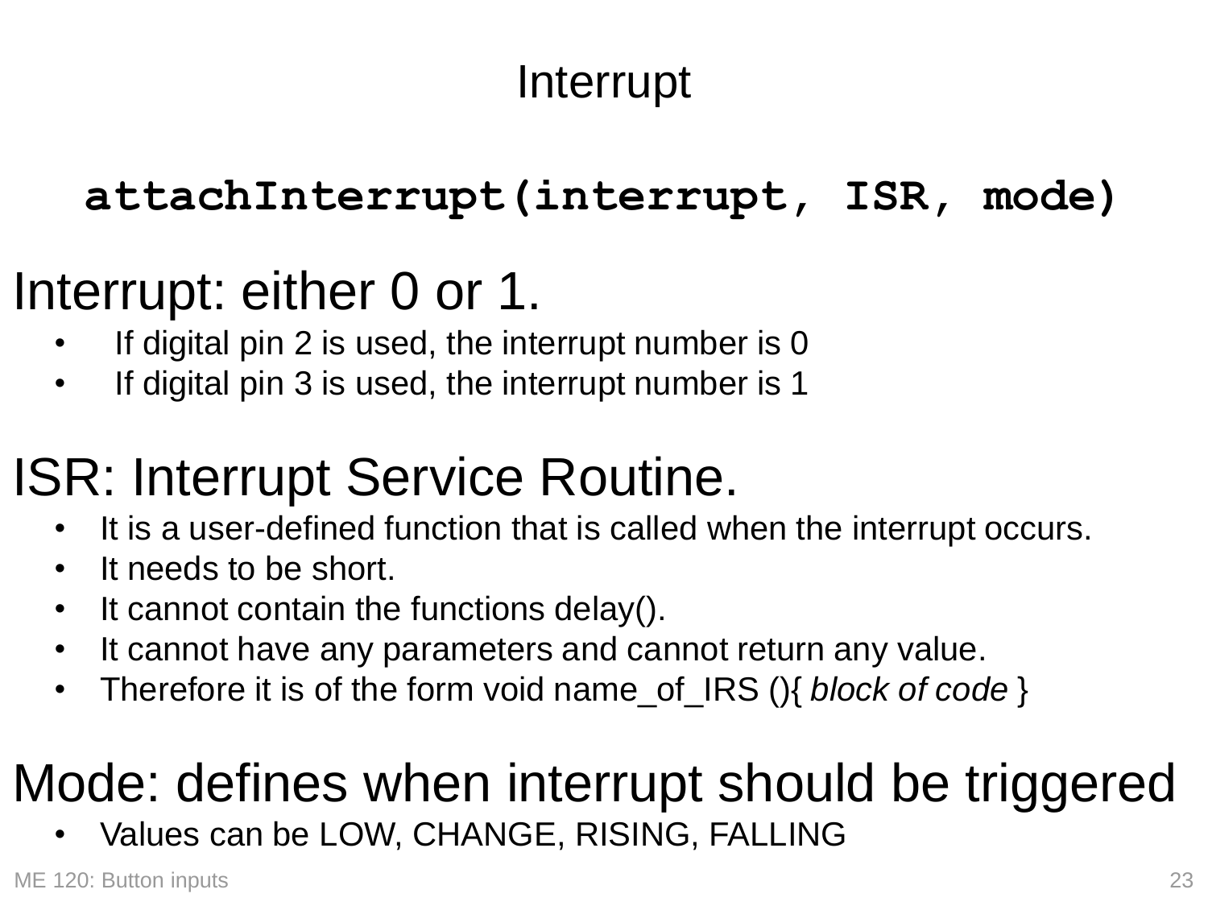# Interrupt

```
attachInterrupt(interrupt, ISR, mode)
```

## Interrupt: either 0 or 1.

- If digital pin 2 is used, the interrupt number is 0
- If digital pin 3 is used, the interrupt number is 1

## ISR: Interrupt Service Routine.

- It is a user-defined function that is called when the interrupt occurs.
- It needs to be short.
- It cannot contain the functions delay().
- It cannot have any parameters and cannot return any value.
- Therefore it is of the form void name_of_IRS (){ *block of code* }

## Mode: defines when interrupt should be triggered

- Values can be LOW, CHANGE, RISING, FALLING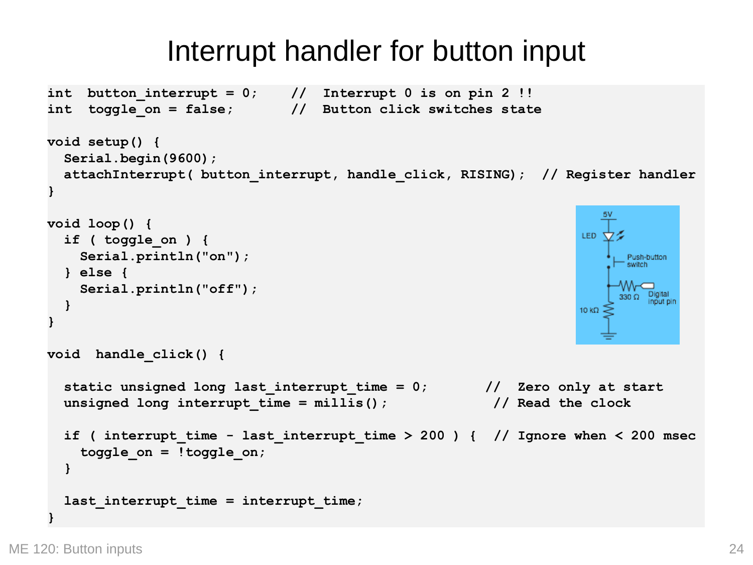# Interrupt handler for button input

```
int  button_interrupt = 0;     //  Interrupt 0 is on pin 2 !!
int  toggle_on = false;        //  Button click switches state

void setup() {
  Serial.begin(9600);
  attachInterrupt( button_interrupt, handle_click, RISING);  // Register handler
}

void loop() {
  if ( toggle_on ) {
    Serial.println("on");
  } else {
    Serial.println("off");
  }
}

void  handle_click() {

  static unsigned long last_interrupt_time = 0;       //  Zero only at start
  unsigned long interrupt_time = millis();             // Read the clock

  if ( interrupt_time - last_interrupt_time > 200 ) {  // Ignore when < 200 msec
    toggle_on = !toggle_on;
  }

  last_interrupt_time = interrupt_time;
}
```

5V

LED

Push-button switch

330 Ω

Digital input pin

10 kΩ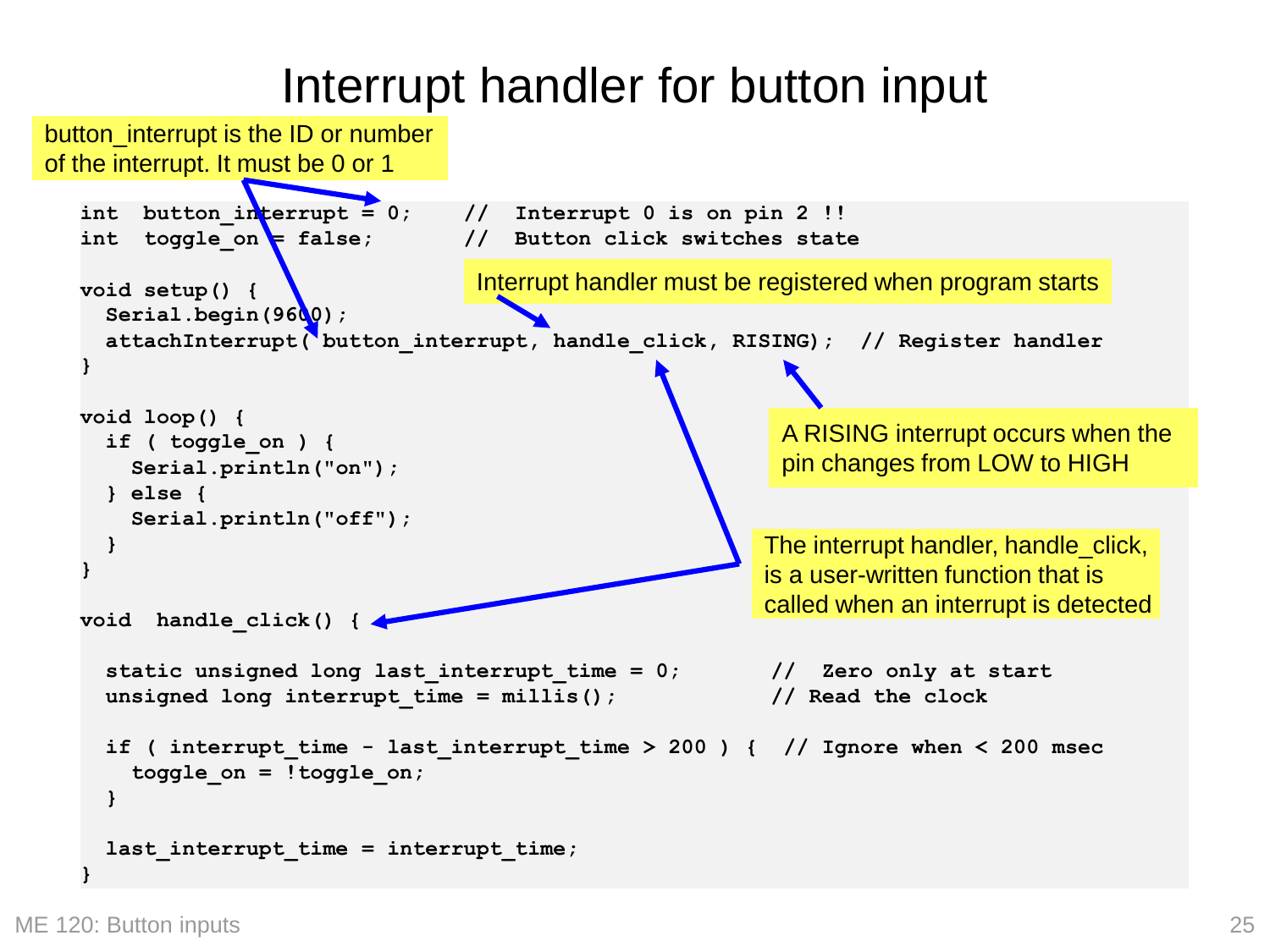# Interrupt handler for button input

button_interrupt is the ID or number of the interrupt. It must be 0 or 1

Interrupt handler must be registered when program starts

A RISING interrupt occurs when the pin changes from LOW to HIGH

The interrupt handler, handle_click, is a user-written function that is called when an interrupt is detected

```
int  button_interrupt = 0;    //  Interrupt 0 is on pin 2 !!
int  toggle_on = false;       //  Button click switches state

void setup() {
  Serial.begin(9600);
  attachInterrupt( button_interrupt, handle_click, RISING);  // Register handler
}

void loop() {
  if ( toggle_on ) {
    Serial.println("on");
  } else {
    Serial.println("off");
  }
}

void  handle_click() {

  static unsigned long last_interrupt_time = 0;       //  Zero only at start
  unsigned long interrupt_time = millis();            // Read the clock

  if ( interrupt_time - last_interrupt_time > 200 ) {  // Ignore when < 200 msec
    toggle_on = !toggle_on;
  }

  last_interrupt_time = interrupt_time;
}
```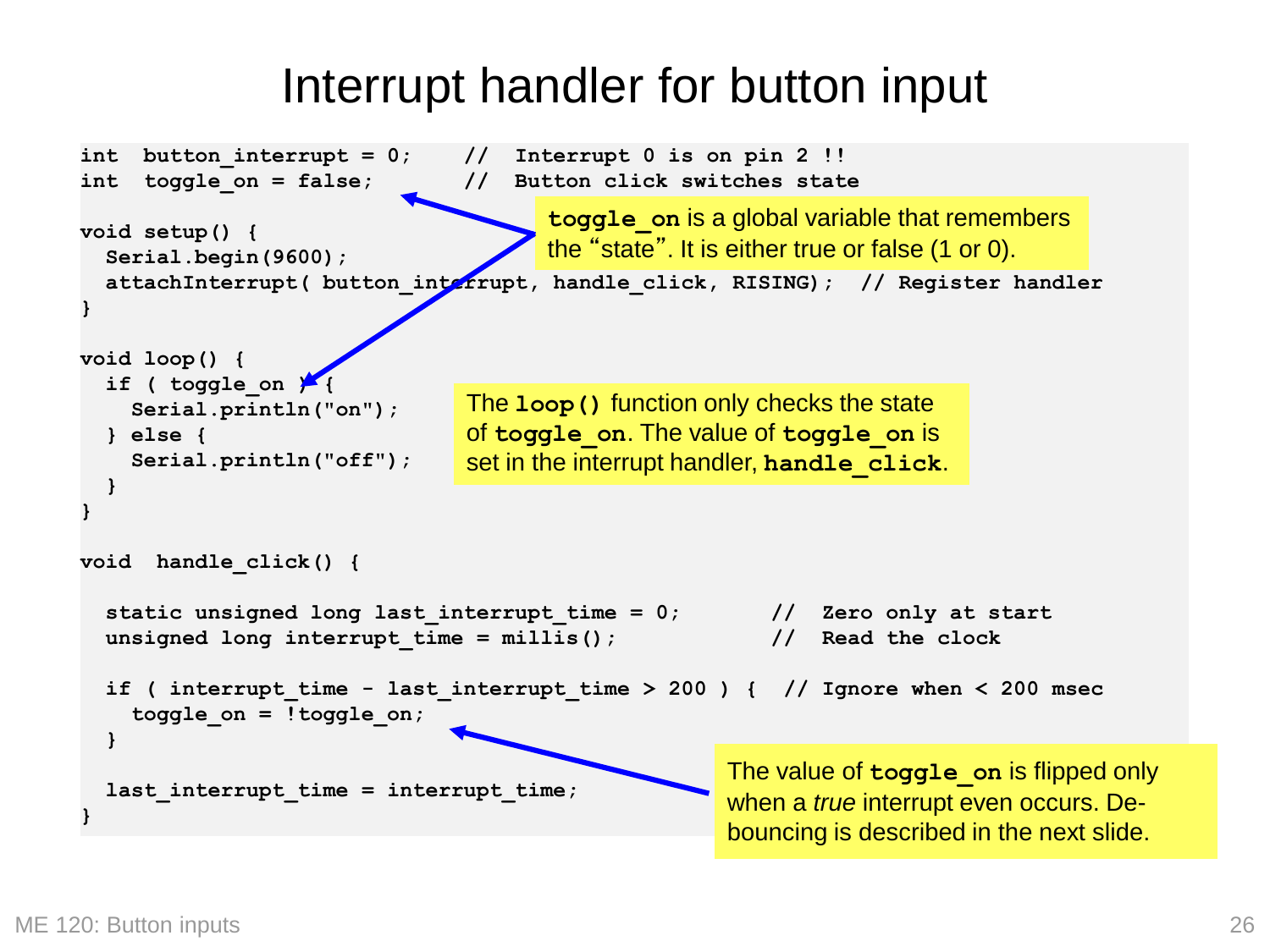# Interrupt handler for button input

```
int  button_interrupt = 0;    //  Interrupt 0 is on pin 2 !!
int  toggle_on = false;       //  Button click switches state

void setup() {
  Serial.begin(9600);
  attachInterrupt( button_interrupt, handle_click, RISING);  // Register handler
}

void loop() {
  if ( toggle_on ) {
    Serial.println("on");
  } else {
    Serial.println("off");
  }
}

void  handle_click() {

  static unsigned long last_interrupt_time = 0;       //  Zero only at start
  unsigned long interrupt_time = millis();            //  Read the clock

  if ( interrupt_time - last_interrupt_time > 200 ) {  // Ignore when < 200 msec
    toggle_on = !toggle_on;
  }

  last_interrupt_time = interrupt_time;
}
```

**toggle_on** is a global variable that remembers the "state". It is either true or false (1 or 0).

The **loop()** function only checks the state of **toggle_on**. The value of **toggle_on** is set in the interrupt handler, **handle_click**.

The value of **toggle_on** is flipped only when a *true* interrupt even occurs. De-bouncing is described in the next slide.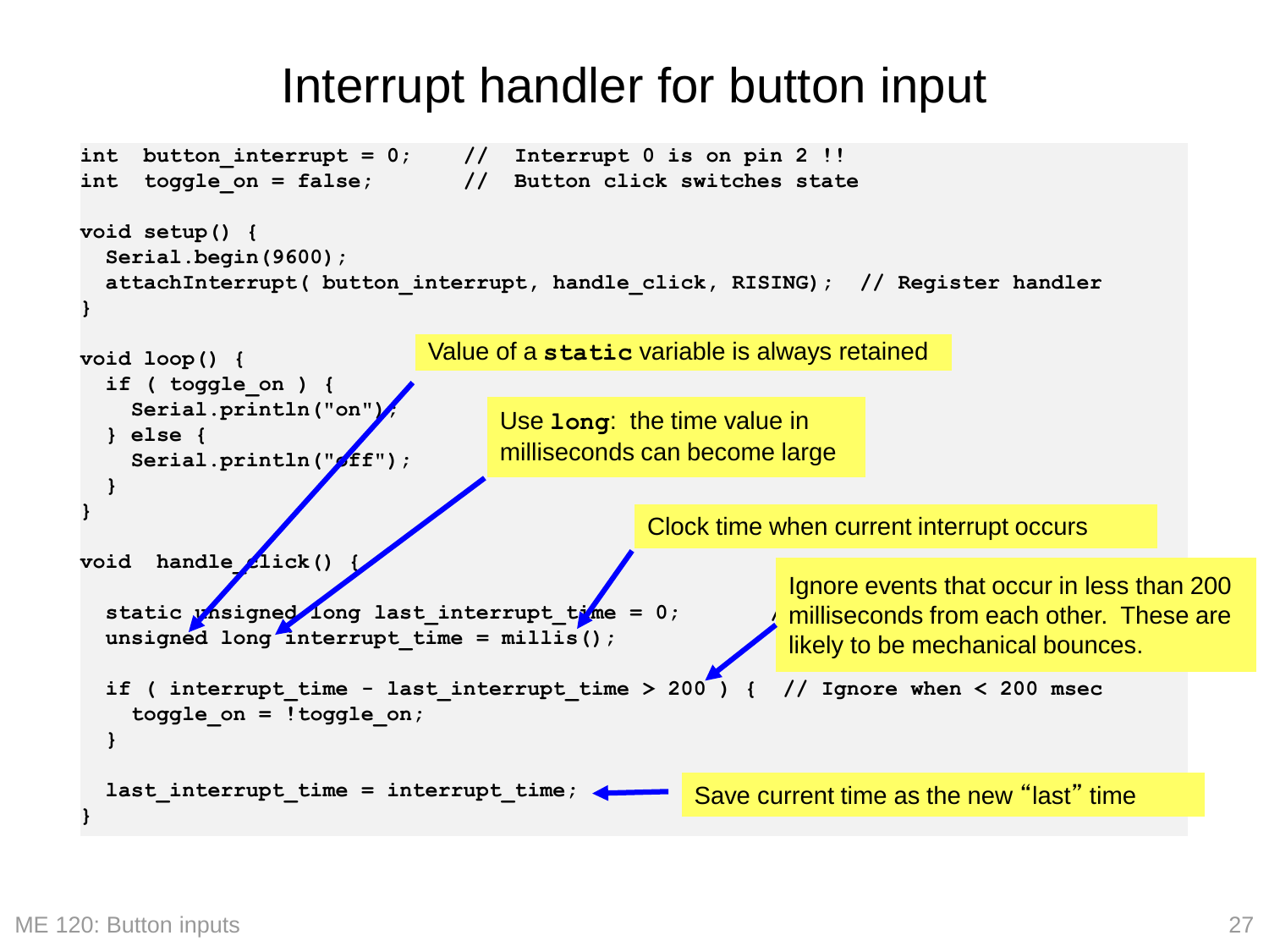# Interrupt handler for button input

```
int  button_interrupt = 0;    //  Interrupt 0 is on pin 2 !!
int  toggle_on = false;       //  Button click switches state

void setup() {
  Serial.begin(9600);
  attachInterrupt( button_interrupt, handle_click, RISING);  // Register handler
}

void loop() {
  if ( toggle_on ) {
    Serial.println("on");
  } else {
    Serial.println("off");
  }
}

void  handle_click() {

  static unsigned long last_interrupt_time = 0;
  unsigned long interrupt_time = millis();

  if ( interrupt_time - last_interrupt_time > 200 ) {  // Ignore when < 200 msec
    toggle_on = !toggle_on;
  }

  last_interrupt_time = interrupt_time;
}
```

- Value of a **`static`** variable is always retained
- Use **`long`**: the time value in milliseconds can become large
- Clock time when current interrupt occurs
- Ignore events that occur in less than 200 milliseconds from each other. These are likely to be mechanical bounces.
- Save current time as the new "last" time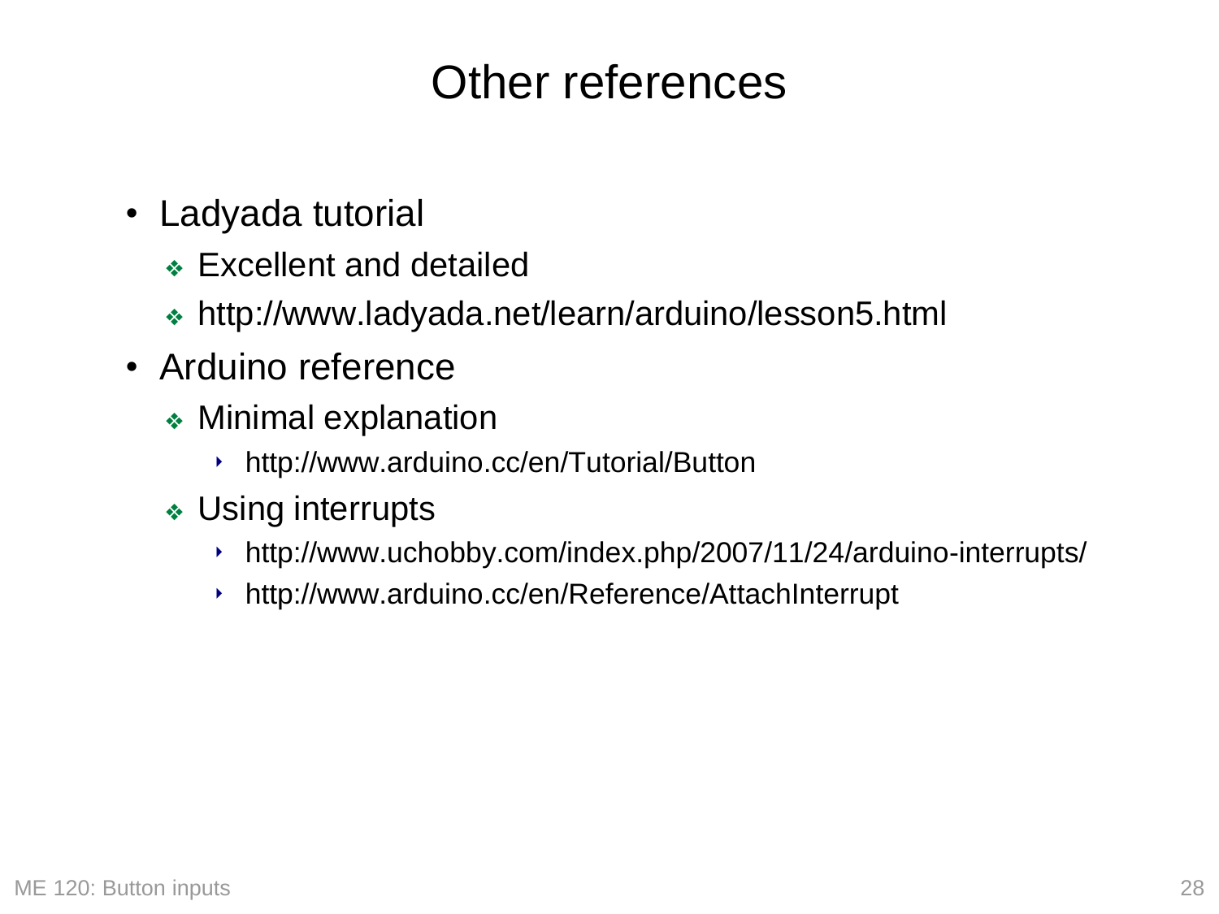# Other references

- Ladyada tutorial
  - Excellent and detailed
  - http://www.ladyada.net/learn/arduino/lesson5.html
- Arduino reference
  - Minimal explanation
    - http://www.arduino.cc/en/Tutorial/Button
  - Using interrupts
    - http://www.uchobby.com/index.php/2007/11/24/arduino-interrupts/
    - http://www.arduino.cc/en/Reference/AttachInterrupt